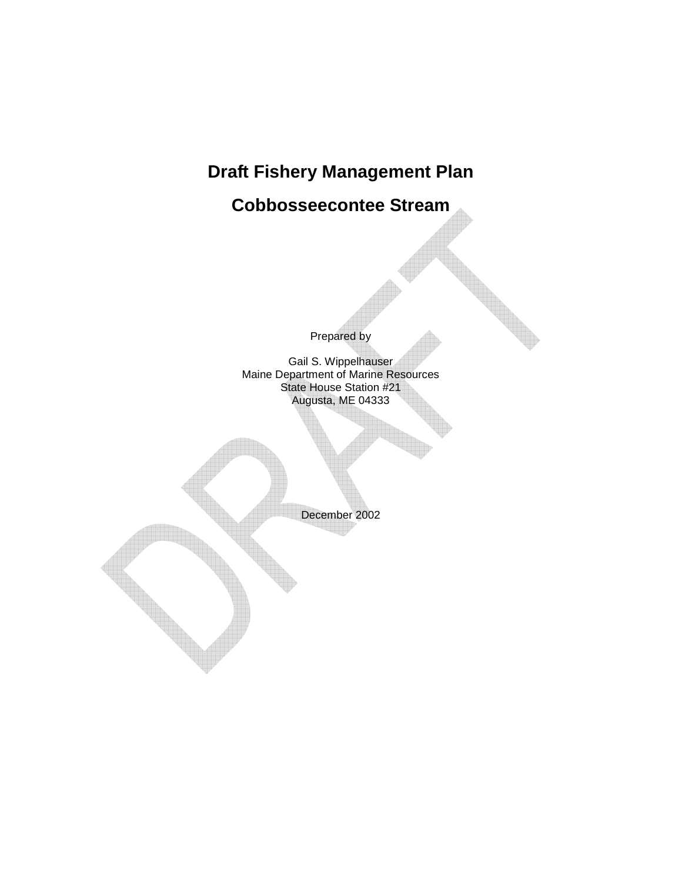# Draft Fishery Management Plan

# Cobbosseecontee Stream

Prepared by

Gail S. Wippelhauser
Maine Department of Marine Resources
State House Station #21
Augusta, ME 04333

December 2002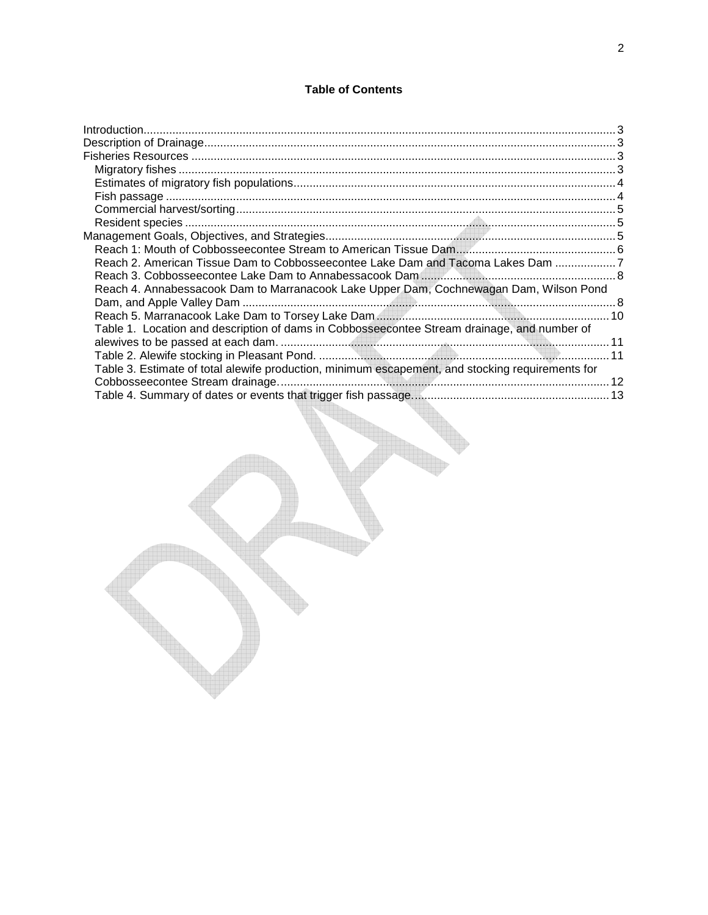## Table of Contents

- Introduction ... 3
- Description of Drainage ... 3
- Fisheries Resources ... 3
  - Migratory fishes ... 3
  - Estimates of migratory fish populations ... 4
  - Fish passage ... 4
  - Commercial harvest/sorting ... 5
  - Resident species ... 5
- Management Goals, Objectives, and Strategies ... 5
  - Reach 1: Mouth of Cobbosseecontee Stream to American Tissue Dam ... 6
  - Reach 2. American Tissue Dam to Cobbosseecontee Lake Dam and Tacoma Lakes Dam ... 7
  - Reach 3. Cobbosseecontee Lake Dam to Annabessacook Dam ... 8
  - Reach 4. Annabessacook Dam to Marranacook Lake Upper Dam, Cochnewagan Dam, Wilson Pond Dam, and Apple Valley Dam ... 8
  - Reach 5. Marranacook Lake Dam to Torsey Lake Dam ... 10
  - Table 1. Location and description of dams in Cobbosseecontee Stream drainage, and number of alewives to be passed at each dam. ... 11
  - Table 2. Alewife stocking in Pleasant Pond. ... 11
  - Table 3. Estimate of total alewife production, minimum escapement, and stocking requirements for Cobbosseecontee Stream drainage. ... 12
  - Table 4. Summary of dates or events that trigger fish passage. ... 13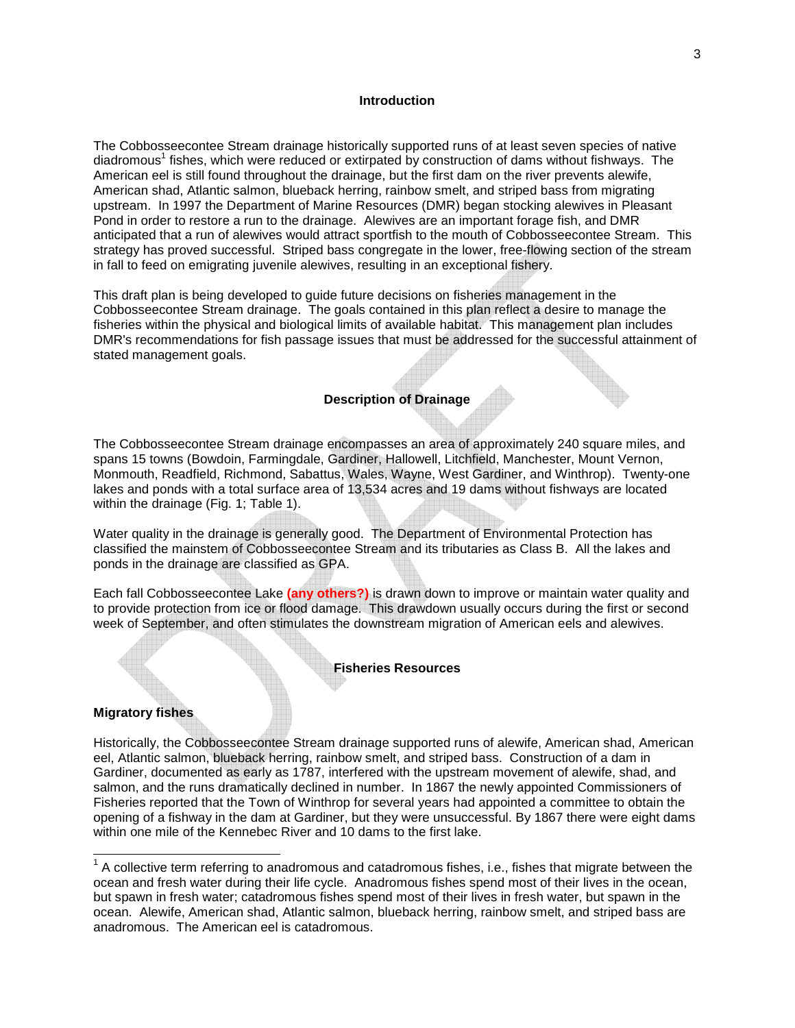## Introduction

The Cobbosseecontee Stream drainage historically supported runs of at least seven species of native diadromous[1] fishes, which were reduced or extirpated by construction of dams without fishways. The American eel is still found throughout the drainage, but the first dam on the river prevents alewife, American shad, Atlantic salmon, blueback herring, rainbow smelt, and striped bass from migrating upstream. In 1997 the Department of Marine Resources (DMR) began stocking alewives in Pleasant Pond in order to restore a run to the drainage. Alewives are an important forage fish, and DMR anticipated that a run of alewives would attract sportfish to the mouth of Cobbosseecontee Stream. This strategy has proved successful. Striped bass congregate in the lower, free-flowing section of the stream in fall to feed on emigrating juvenile alewives, resulting in an exceptional fishery.

This draft plan is being developed to guide future decisions on fisheries management in the Cobbosseecontee Stream drainage. The goals contained in this plan reflect a desire to manage the fisheries within the physical and biological limits of available habitat. This management plan includes DMR's recommendations for fish passage issues that must be addressed for the successful attainment of stated management goals.

## Description of Drainage

The Cobbosseecontee Stream drainage encompasses an area of approximately 240 square miles, and spans 15 towns (Bowdoin, Farmingdale, Gardiner, Hallowell, Litchfield, Manchester, Mount Vernon, Monmouth, Readfield, Richmond, Sabattus, Wales, Wayne, West Gardiner, and Winthrop). Twenty-one lakes and ponds with a total surface area of 13,534 acres and 19 dams without fishways are located within the drainage (Fig. 1; Table 1).

Water quality in the drainage is generally good. The Department of Environmental Protection has classified the mainstem of Cobbosseecontee Stream and its tributaries as Class B. All the lakes and ponds in the drainage are classified as GPA.

Each fall Cobbosseecontee Lake **(any others?)** is drawn down to improve or maintain water quality and to provide protection from ice or flood damage. This drawdown usually occurs during the first or second week of September, and often stimulates the downstream migration of American eels and alewives.

## Fisheries Resources

### Migratory fishes

Historically, the Cobbosseecontee Stream drainage supported runs of alewife, American shad, American eel, Atlantic salmon, blueback herring, rainbow smelt, and striped bass. Construction of a dam in Gardiner, documented as early as 1787, interfered with the upstream movement of alewife, shad, and salmon, and the runs dramatically declined in number. In 1867 the newly appointed Commissioners of Fisheries reported that the Town of Winthrop for several years had appointed a committee to obtain the opening of a fishway in the dam at Gardiner, but they were unsuccessful. By 1867 there were eight dams within one mile of the Kennebec River and 10 dams to the first lake.

---

[1] A collective term referring to anadromous and catadromous fishes, i.e., fishes that migrate between the ocean and fresh water during their life cycle. Anadromous fishes spend most of their lives in the ocean, but spawn in fresh water; catadromous fishes spend most of their lives in fresh water, but spawn in the ocean. Alewife, American shad, Atlantic salmon, blueback herring, rainbow smelt, and striped bass are anadromous. The American eel is catadromous.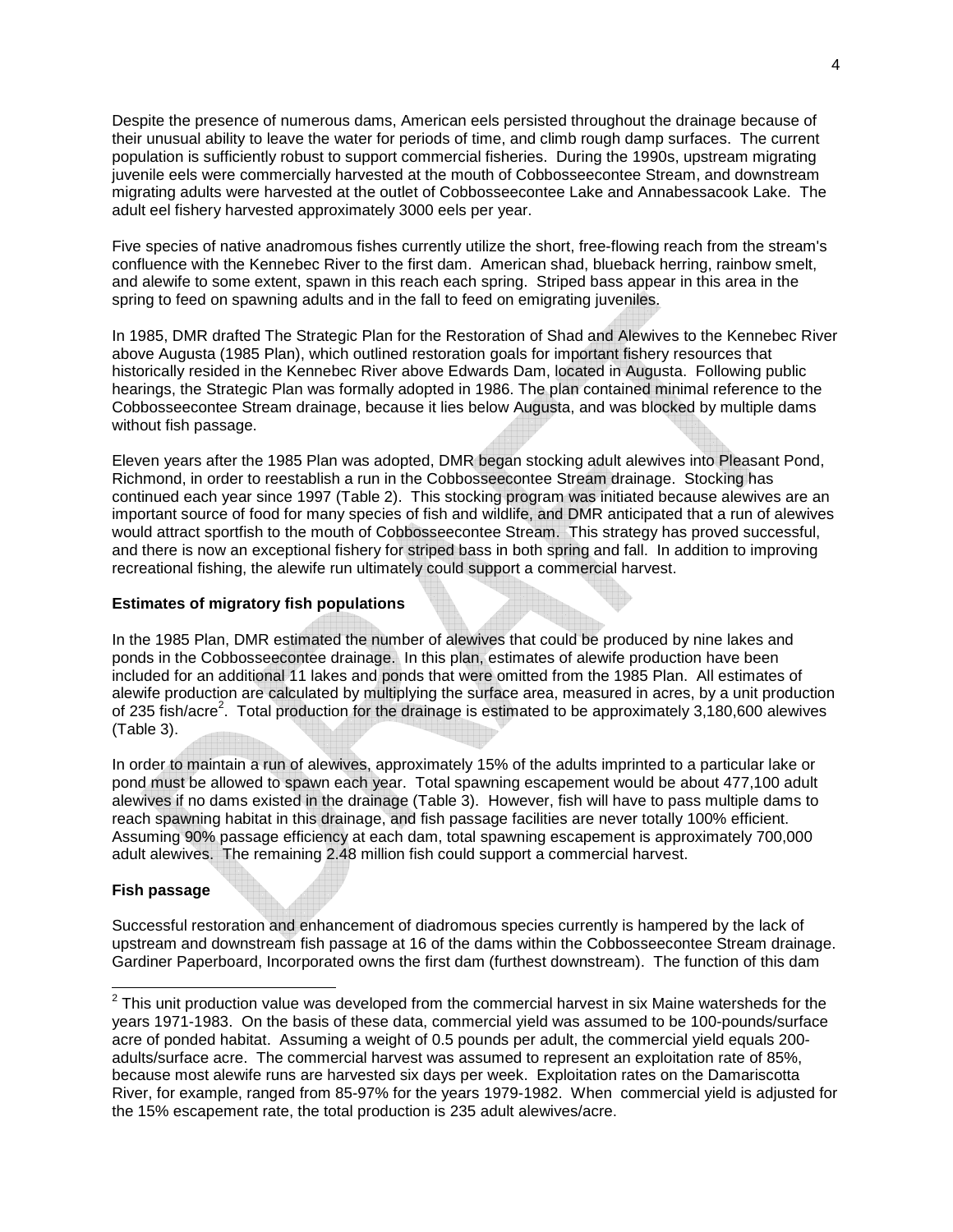Despite the presence of numerous dams, American eels persisted throughout the drainage because of their unusual ability to leave the water for periods of time, and climb rough damp surfaces. The current population is sufficiently robust to support commercial fisheries. During the 1990s, upstream migrating juvenile eels were commercially harvested at the mouth of Cobbosseecontee Stream, and downstream migrating adults were harvested at the outlet of Cobbosseecontee Lake and Annabessacook Lake. The adult eel fishery harvested approximately 3000 eels per year.

Five species of native anadromous fishes currently utilize the short, free-flowing reach from the stream's confluence with the Kennebec River to the first dam. American shad, blueback herring, rainbow smelt, and alewife to some extent, spawn in this reach each spring. Striped bass appear in this area in the spring to feed on spawning adults and in the fall to feed on emigrating juveniles.

In 1985, DMR drafted The Strategic Plan for the Restoration of Shad and Alewives to the Kennebec River above Augusta (1985 Plan), which outlined restoration goals for important fishery resources that historically resided in the Kennebec River above Edwards Dam, located in Augusta. Following public hearings, the Strategic Plan was formally adopted in 1986. The plan contained minimal reference to the Cobbosseecontee Stream drainage, because it lies below Augusta, and was blocked by multiple dams without fish passage.

Eleven years after the 1985 Plan was adopted, DMR began stocking adult alewives into Pleasant Pond, Richmond, in order to reestablish a run in the Cobbosseecontee Stream drainage. Stocking has continued each year since 1997 (Table 2). This stocking program was initiated because alewives are an important source of food for many species of fish and wildlife, and DMR anticipated that a run of alewives would attract sportfish to the mouth of Cobbosseecontee Stream. This strategy has proved successful, and there is now an exceptional fishery for striped bass in both spring and fall. In addition to improving recreational fishing, the alewife run ultimately could support a commercial harvest.

**Estimates of migratory fish populations**

In the 1985 Plan, DMR estimated the number of alewives that could be produced by nine lakes and ponds in the Cobbosseecontee drainage. In this plan, estimates of alewife production have been included for an additional 11 lakes and ponds that were omitted from the 1985 Plan. All estimates of alewife production are calculated by multiplying the surface area, measured in acres, by a unit production of 235 fish/acre[2]. Total production for the drainage is estimated to be approximately 3,180,600 alewives (Table 3).

In order to maintain a run of alewives, approximately 15% of the adults imprinted to a particular lake or pond must be allowed to spawn each year. Total spawning escapement would be about 477,100 adult alewives if no dams existed in the drainage (Table 3). However, fish will have to pass multiple dams to reach spawning habitat in this drainage, and fish passage facilities are never totally 100% efficient. Assuming 90% passage efficiency at each dam, total spawning escapement is approximately 700,000 adult alewives. The remaining 2.48 million fish could support a commercial harvest.

**Fish passage**

Successful restoration and enhancement of diadromous species currently is hampered by the lack of upstream and downstream fish passage at 16 of the dams within the Cobbosseecontee Stream drainage. Gardiner Paperboard, Incorporated owns the first dam (furthest downstream). The function of this dam

---

[2] This unit production value was developed from the commercial harvest in six Maine watersheds for the years 1971-1983. On the basis of these data, commercial yield was assumed to be 100-pounds/surface acre of ponded habitat. Assuming a weight of 0.5 pounds per adult, the commercial yield equals 200-adults/surface acre. The commercial harvest was assumed to represent an exploitation rate of 85%, because most alewife runs are harvested six days per week. Exploitation rates on the Damariscotta River, for example, ranged from 85-97% for the years 1979-1982. When commercial yield is adjusted for the 15% escapement rate, the total production is 235 adult alewives/acre.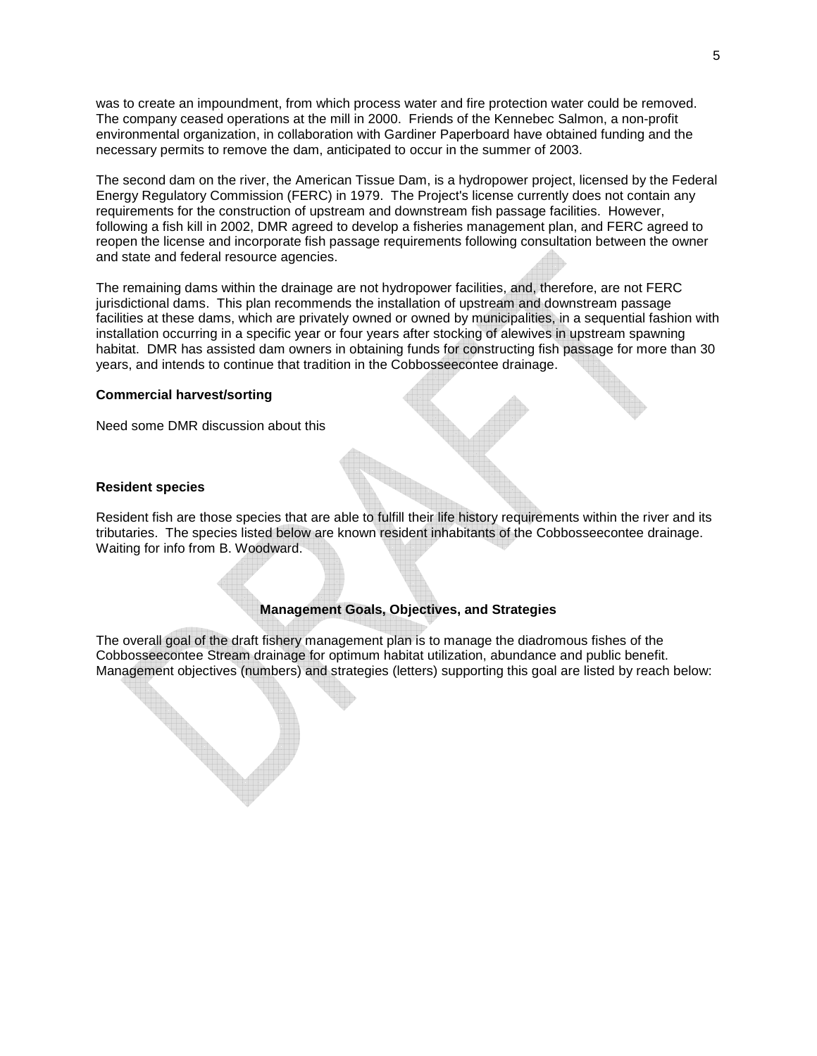was to create an impoundment, from which process water and fire protection water could be removed. The company ceased operations at the mill in 2000. Friends of the Kennebec Salmon, a non-profit environmental organization, in collaboration with Gardiner Paperboard have obtained funding and the necessary permits to remove the dam, anticipated to occur in the summer of 2003.

The second dam on the river, the American Tissue Dam, is a hydropower project, licensed by the Federal Energy Regulatory Commission (FERC) in 1979. The Project's license currently does not contain any requirements for the construction of upstream and downstream fish passage facilities. However, following a fish kill in 2002, DMR agreed to develop a fisheries management plan, and FERC agreed to reopen the license and incorporate fish passage requirements following consultation between the owner and state and federal resource agencies.

The remaining dams within the drainage are not hydropower facilities, and, therefore, are not FERC jurisdictional dams. This plan recommends the installation of upstream and downstream passage facilities at these dams, which are privately owned or owned by municipalities, in a sequential fashion with installation occurring in a specific year or four years after stocking of alewives in upstream spawning habitat. DMR has assisted dam owners in obtaining funds for constructing fish passage for more than 30 years, and intends to continue that tradition in the Cobbosseecontee drainage.

**Commercial harvest/sorting**

Need some DMR discussion about this

**Resident species**

Resident fish are those species that are able to fulfill their life history requirements within the river and its tributaries. The species listed below are known resident inhabitants of the Cobbosseecontee drainage. Waiting for info from B. Woodward.

## Management Goals, Objectives, and Strategies

The overall goal of the draft fishery management plan is to manage the diadromous fishes of the Cobbosseecontee Stream drainage for optimum habitat utilization, abundance and public benefit. Management objectives (numbers) and strategies (letters) supporting this goal are listed by reach below: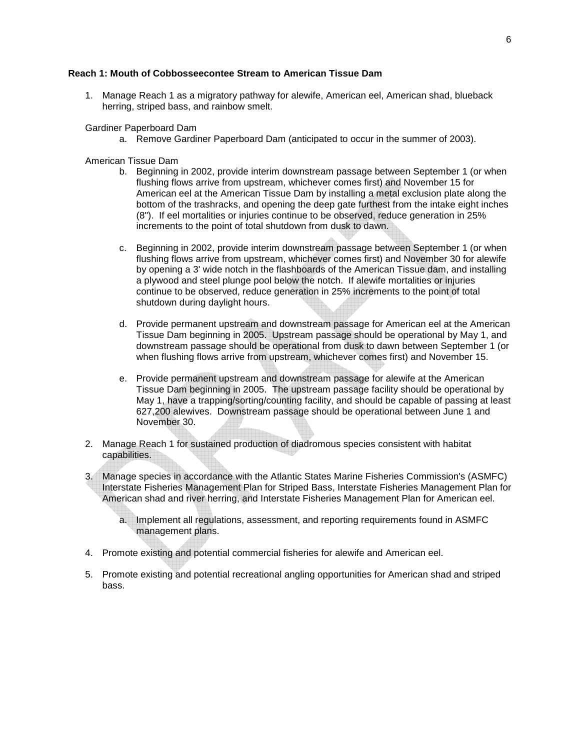**Reach 1: Mouth of Cobbosseecontee Stream to American Tissue Dam**

1. Manage Reach 1 as a migratory pathway for alewife, American eel, American shad, blueback herring, striped bass, and rainbow smelt.

   Gardiner Paperboard Dam

   a. Remove Gardiner Paperboard Dam (anticipated to occur in the summer of 2003).

   American Tissue Dam

   b. Beginning in 2002, provide interim downstream passage between September 1 (or when flushing flows arrive from upstream, whichever comes first) and November 15 for American eel at the American Tissue Dam by installing a metal exclusion plate along the bottom of the trashracks, and opening the deep gate furthest from the intake eight inches (8"). If eel mortalities or injuries continue to be observed, reduce generation in 25% increments to the point of total shutdown from dusk to dawn.

   c. Beginning in 2002, provide interim downstream passage between September 1 (or when flushing flows arrive from upstream, whichever comes first) and November 30 for alewife by opening a 3' wide notch in the flashboards of the American Tissue dam, and installing a plywood and steel plunge pool below the notch. If alewife mortalities or injuries continue to be observed, reduce generation in 25% increments to the point of total shutdown during daylight hours.

   d. Provide permanent upstream and downstream passage for American eel at the American Tissue Dam beginning in 2005. Upstream passage should be operational by May 1, and downstream passage should be operational from dusk to dawn between September 1 (or when flushing flows arrive from upstream, whichever comes first) and November 15.

   e. Provide permanent upstream and downstream passage for alewife at the American Tissue Dam beginning in 2005. The upstream passage facility should be operational by May 1, have a trapping/sorting/counting facility, and should be capable of passing at least 627,200 alewives. Downstream passage should be operational between June 1 and November 30.

2. Manage Reach 1 for sustained production of diadromous species consistent with habitat capabilities.

3. Manage species in accordance with the Atlantic States Marine Fisheries Commission's (ASMFC) Interstate Fisheries Management Plan for Striped Bass, Interstate Fisheries Management Plan for American shad and river herring, and Interstate Fisheries Management Plan for American eel.

   a. Implement all regulations, assessment, and reporting requirements found in ASMFC management plans.

4. Promote existing and potential commercial fisheries for alewife and American eel.

5. Promote existing and potential recreational angling opportunities for American shad and striped bass.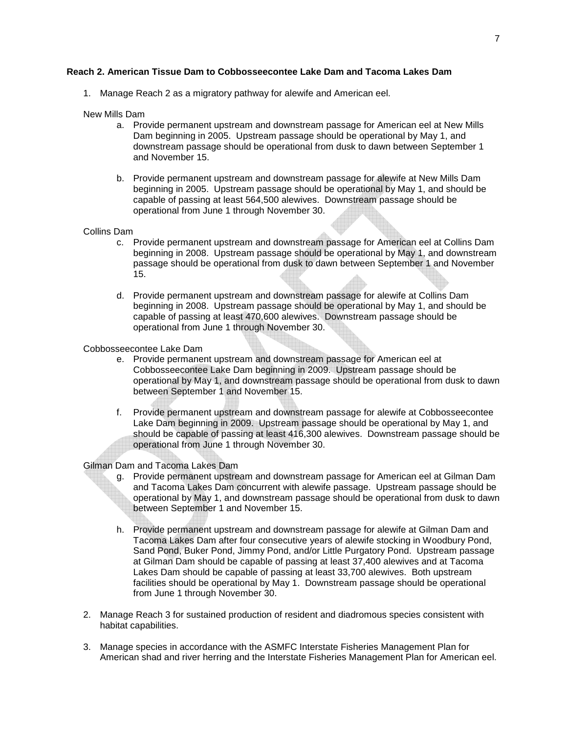**Reach 2. American Tissue Dam to Cobbosseecontee Lake Dam and Tacoma Lakes Dam**

1. Manage Reach 2 as a migratory pathway for alewife and American eel.

New Mills Dam

   a. Provide permanent upstream and downstream passage for American eel at New Mills Dam beginning in 2005. Upstream passage should be operational by May 1, and downstream passage should be operational from dusk to dawn between September 1 and November 15.

   b. Provide permanent upstream and downstream passage for alewife at New Mills Dam beginning in 2005. Upstream passage should be operational by May 1, and should be capable of passing at least 564,500 alewives. Downstream passage should be operational from June 1 through November 30.

Collins Dam

   c. Provide permanent upstream and downstream passage for American eel at Collins Dam beginning in 2008. Upstream passage should be operational by May 1, and downstream passage should be operational from dusk to dawn between September 1 and November 15.

   d. Provide permanent upstream and downstream passage for alewife at Collins Dam beginning in 2008. Upstream passage should be operational by May 1, and should be capable of passing at least 470,600 alewives. Downstream passage should be operational from June 1 through November 30.

Cobbosseecontee Lake Dam

   e. Provide permanent upstream and downstream passage for American eel at Cobbosseecontee Lake Dam beginning in 2009. Upstream passage should be operational by May 1, and downstream passage should be operational from dusk to dawn between September 1 and November 15.

   f. Provide permanent upstream and downstream passage for alewife at Cobbosseecontee Lake Dam beginning in 2009. Upstream passage should be operational by May 1, and should be capable of passing at least 416,300 alewives. Downstream passage should be operational from June 1 through November 30.

Gilman Dam and Tacoma Lakes Dam

   g. Provide permanent upstream and downstream passage for American eel at Gilman Dam and Tacoma Lakes Dam concurrent with alewife passage. Upstream passage should be operational by May 1, and downstream passage should be operational from dusk to dawn between September 1 and November 15.

   h. Provide permanent upstream and downstream passage for alewife at Gilman Dam and Tacoma Lakes Dam after four consecutive years of alewife stocking in Woodbury Pond, Sand Pond, Buker Pond, Jimmy Pond, and/or Little Purgatory Pond. Upstream passage at Gilman Dam should be capable of passing at least 37,400 alewives and at Tacoma Lakes Dam should be capable of passing at least 33,700 alewives. Both upstream facilities should be operational by May 1. Downstream passage should be operational from June 1 through November 30.

2. Manage Reach 3 for sustained production of resident and diadromous species consistent with habitat capabilities.

3. Manage species in accordance with the ASMFC Interstate Fisheries Management Plan for American shad and river herring and the Interstate Fisheries Management Plan for American eel.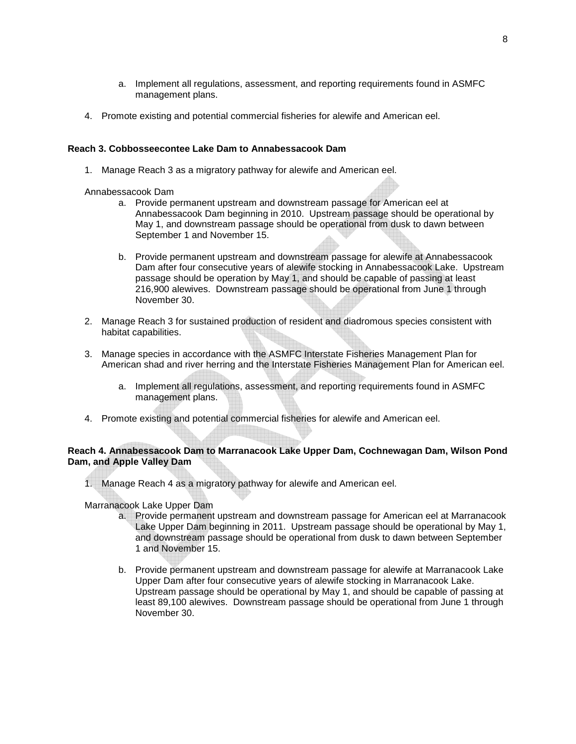a. Implement all regulations, assessment, and reporting requirements found in ASMFC management plans.

4. Promote existing and potential commercial fisheries for alewife and American eel.

**Reach 3. Cobbosseecontee Lake Dam to Annabessacook Dam**

1. Manage Reach 3 as a migratory pathway for alewife and American eel.

Annabessacook Dam

a. Provide permanent upstream and downstream passage for American eel at Annabessacook Dam beginning in 2010. Upstream passage should be operational by May 1, and downstream passage should be operational from dusk to dawn between September 1 and November 15.

b. Provide permanent upstream and downstream passage for alewife at Annabessacook Dam after four consecutive years of alewife stocking in Annabessacook Lake. Upstream passage should be operation by May 1, and should be capable of passing at least 216,900 alewives. Downstream passage should be operational from June 1 through November 30.

2. Manage Reach 3 for sustained production of resident and diadromous species consistent with habitat capabilities.

3. Manage species in accordance with the ASMFC Interstate Fisheries Management Plan for American shad and river herring and the Interstate Fisheries Management Plan for American eel.

   a. Implement all regulations, assessment, and reporting requirements found in ASMFC management plans.

4. Promote existing and potential commercial fisheries for alewife and American eel.

**Reach 4. Annabessacook Dam to Marranacook Lake Upper Dam, Cochnewagan Dam, Wilson Pond Dam, and Apple Valley Dam**

1. Manage Reach 4 as a migratory pathway for alewife and American eel.

Marranacook Lake Upper Dam

a. Provide permanent upstream and downstream passage for American eel at Marranacook Lake Upper Dam beginning in 2011. Upstream passage should be operational by May 1, and downstream passage should be operational from dusk to dawn between September 1 and November 15.

b. Provide permanent upstream and downstream passage for alewife at Marranacook Lake Upper Dam after four consecutive years of alewife stocking in Marranacook Lake. Upstream passage should be operational by May 1, and should be capable of passing at least 89,100 alewives. Downstream passage should be operational from June 1 through November 30.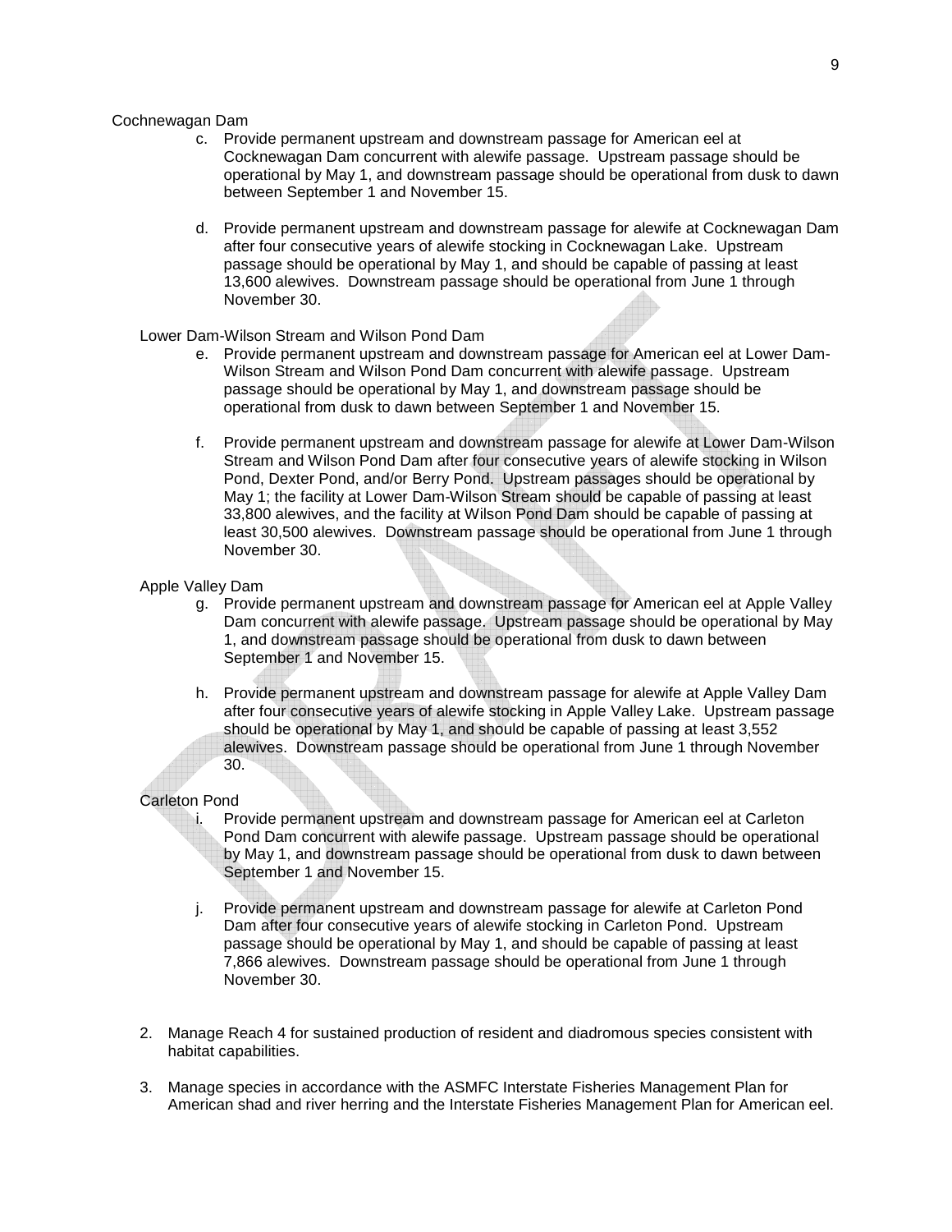Cochnewagan Dam

c. Provide permanent upstream and downstream passage for American eel at Cocknewagan Dam concurrent with alewife passage. Upstream passage should be operational by May 1, and downstream passage should be operational from dusk to dawn between September 1 and November 15.

d. Provide permanent upstream and downstream passage for alewife at Cocknewagan Dam after four consecutive years of alewife stocking in Cocknewagan Lake. Upstream passage should be operational by May 1, and should be capable of passing at least 13,600 alewives. Downstream passage should be operational from June 1 through November 30.

Lower Dam-Wilson Stream and Wilson Pond Dam

e. Provide permanent upstream and downstream passage for American eel at Lower Dam-Wilson Stream and Wilson Pond Dam concurrent with alewife passage. Upstream passage should be operational by May 1, and downstream passage should be operational from dusk to dawn between September 1 and November 15.

f. Provide permanent upstream and downstream passage for alewife at Lower Dam-Wilson Stream and Wilson Pond Dam after four consecutive years of alewife stocking in Wilson Pond, Dexter Pond, and/or Berry Pond. Upstream passages should be operational by May 1; the facility at Lower Dam-Wilson Stream should be capable of passing at least 33,800 alewives, and the facility at Wilson Pond Dam should be capable of passing at least 30,500 alewives. Downstream passage should be operational from June 1 through November 30.

Apple Valley Dam

g. Provide permanent upstream and downstream passage for American eel at Apple Valley Dam concurrent with alewife passage. Upstream passage should be operational by May 1, and downstream passage should be operational from dusk to dawn between September 1 and November 15.

h. Provide permanent upstream and downstream passage for alewife at Apple Valley Dam after four consecutive years of alewife stocking in Apple Valley Lake. Upstream passage should be operational by May 1, and should be capable of passing at least 3,552 alewives. Downstream passage should be operational from June 1 through November 30.

Carleton Pond

i. Provide permanent upstream and downstream passage for American eel at Carleton Pond Dam concurrent with alewife passage. Upstream passage should be operational by May 1, and downstream passage should be operational from dusk to dawn between September 1 and November 15.

j. Provide permanent upstream and downstream passage for alewife at Carleton Pond Dam after four consecutive years of alewife stocking in Carleton Pond. Upstream passage should be operational by May 1, and should be capable of passing at least 7,866 alewives. Downstream passage should be operational from June 1 through November 30.

2. Manage Reach 4 for sustained production of resident and diadromous species consistent with habitat capabilities.

3. Manage species in accordance with the ASMFC Interstate Fisheries Management Plan for American shad and river herring and the Interstate Fisheries Management Plan for American eel.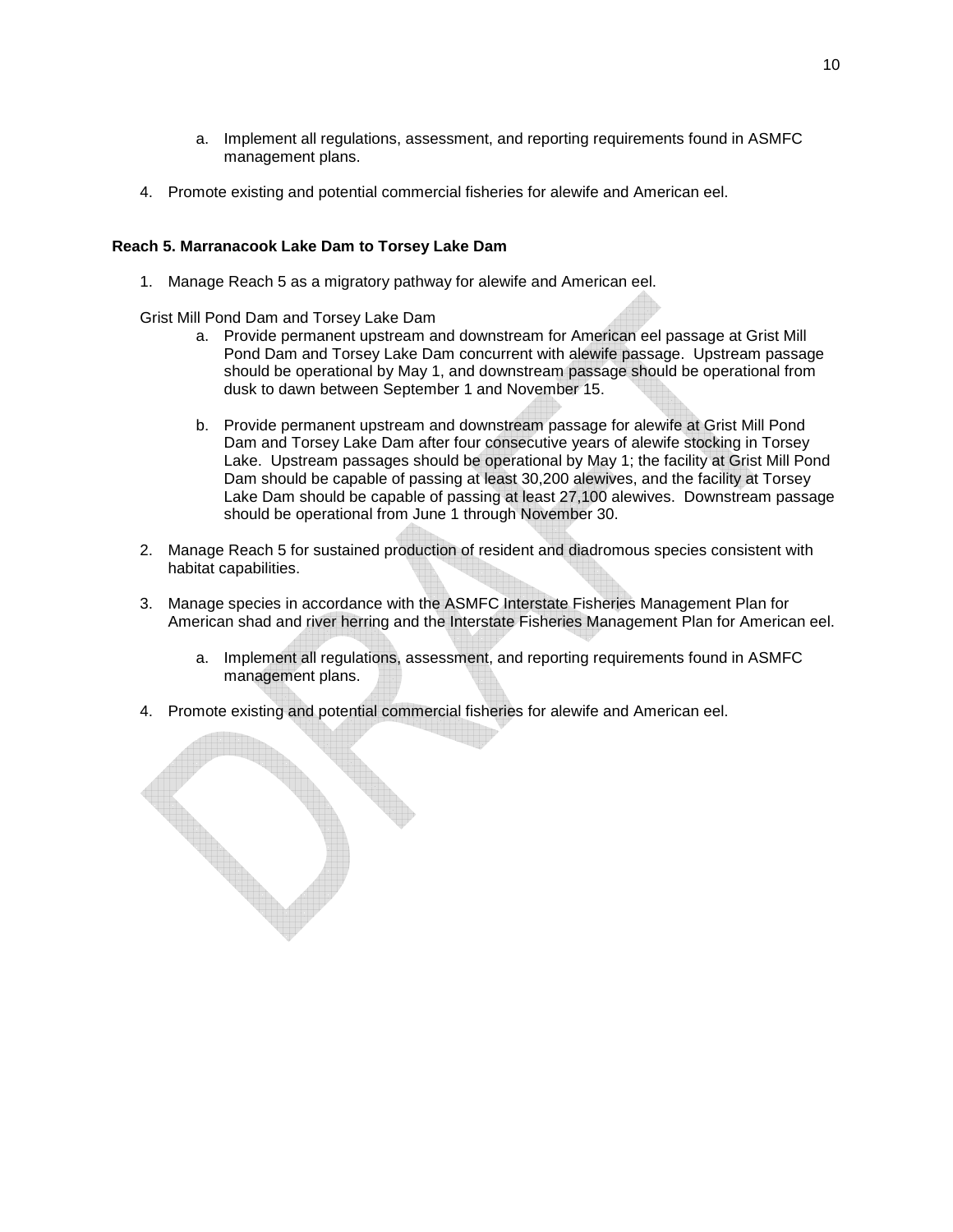a. Implement all regulations, assessment, and reporting requirements found in ASMFC management plans.

4. Promote existing and potential commercial fisheries for alewife and American eel.

**Reach 5. Marranacook Lake Dam to Torsey Lake Dam**

1. Manage Reach 5 as a migratory pathway for alewife and American eel.

   Grist Mill Pond Dam and Torsey Lake Dam

   a. Provide permanent upstream and downstream for American eel passage at Grist Mill Pond Dam and Torsey Lake Dam concurrent with alewife passage. Upstream passage should be operational by May 1, and downstream passage should be operational from dusk to dawn between September 1 and November 15.

   b. Provide permanent upstream and downstream passage for alewife at Grist Mill Pond Dam and Torsey Lake Dam after four consecutive years of alewife stocking in Torsey Lake. Upstream passages should be operational by May 1; the facility at Grist Mill Pond Dam should be capable of passing at least 30,200 alewives, and the facility at Torsey Lake Dam should be capable of passing at least 27,100 alewives. Downstream passage should be operational from June 1 through November 30.

2. Manage Reach 5 for sustained production of resident and diadromous species consistent with habitat capabilities.

3. Manage species in accordance with the ASMFC Interstate Fisheries Management Plan for American shad and river herring and the Interstate Fisheries Management Plan for American eel.

   a. Implement all regulations, assessment, and reporting requirements found in ASMFC management plans.

4. Promote existing and potential commercial fisheries for alewife and American eel.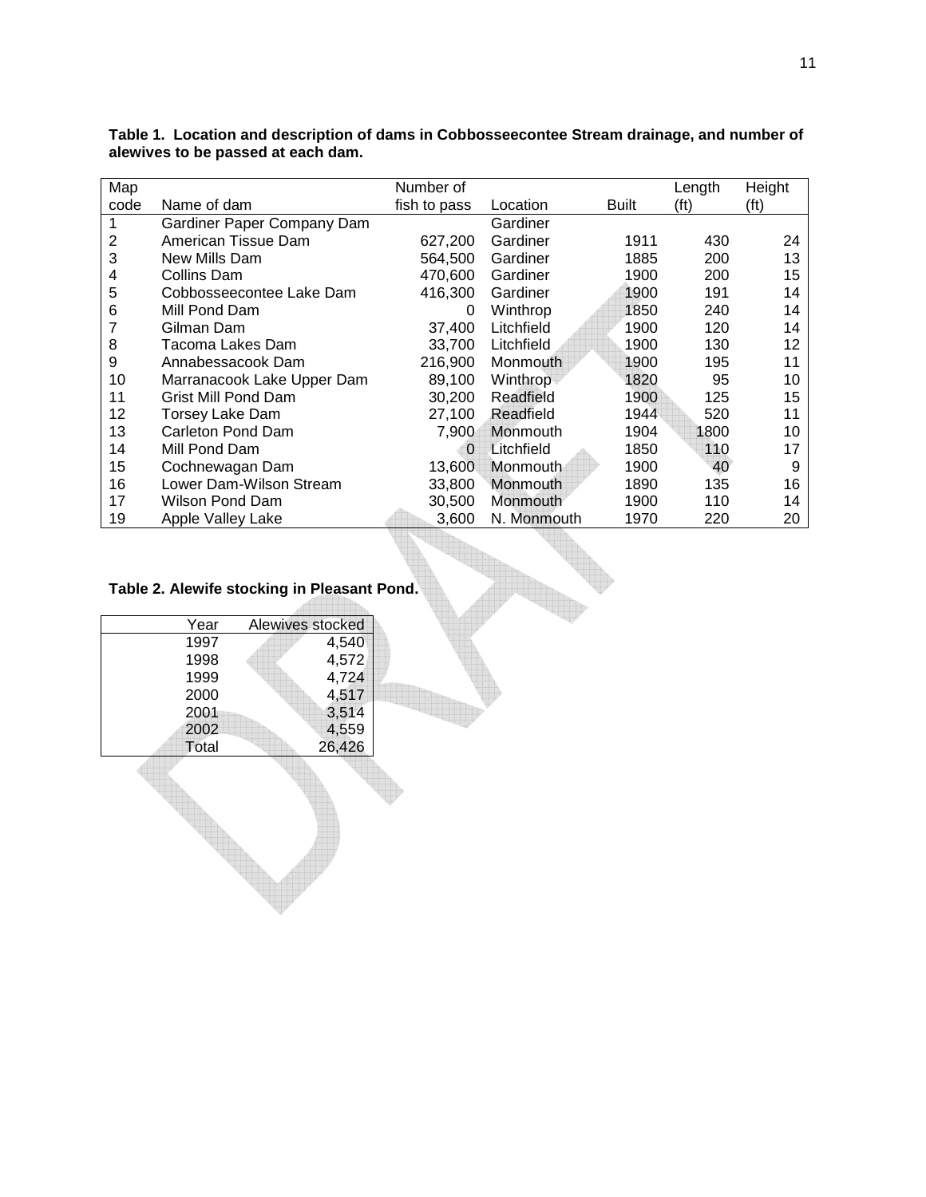**Table 1. Location and description of dams in Cobbosseecontee Stream drainage, and number of alewives to be passed at each dam.**

| Map code | Name of dam | Number of fish to pass | Location | Built | Length (ft) | Height (ft) |
|---|---|---|---|---|---|---|
| 1 | Gardiner Paper Company Dam | | Gardiner | | | |
| 2 | American Tissue Dam | 627,200 | Gardiner | 1911 | 430 | 24 |
| 3 | New Mills Dam | 564,500 | Gardiner | 1885 | 200 | 13 |
| 4 | Collins Dam | 470,600 | Gardiner | 1900 | 200 | 15 |
| 5 | Cobbosseecontee Lake Dam | 416,300 | Gardiner | 1900 | 191 | 14 |
| 6 | Mill Pond Dam | 0 | Winthrop | 1850 | 240 | 14 |
| 7 | Gilman Dam | 37,400 | Litchfield | 1900 | 120 | 14 |
| 8 | Tacoma Lakes Dam | 33,700 | Litchfield | 1900 | 130 | 12 |
| 9 | Annabessacook Dam | 216,900 | Monmouth | 1900 | 195 | 11 |
| 10 | Marranacook Lake Upper Dam | 89,100 | Winthrop | 1820 | 95 | 10 |
| 11 | Grist Mill Pond Dam | 30,200 | Readfield | 1900 | 125 | 15 |
| 12 | Torsey Lake Dam | 27,100 | Readfield | 1944 | 520 | 11 |
| 13 | Carleton Pond Dam | 7,900 | Monmouth | 1904 | 1800 | 10 |
| 14 | Mill Pond Dam | 0 | Litchfield | 1850 | 110 | 17 |
| 15 | Cochnewagan Dam | 13,600 | Monmouth | 1900 | 40 | 9 |
| 16 | Lower Dam-Wilson Stream | 33,800 | Monmouth | 1890 | 135 | 16 |
| 17 | Wilson Pond Dam | 30,500 | Monmouth | 1900 | 110 | 14 |
| 19 | Apple Valley Lake | 3,600 | N. Monmouth | 1970 | 220 | 20 |

**Table 2. Alewife stocking in Pleasant Pond.**

| Year | Alewives stocked |
|---|---|
| 1997 | 4,540 |
| 1998 | 4,572 |
| 1999 | 4,724 |
| 2000 | 4,517 |
| 2001 | 3,514 |
| 2002 | 4,559 |
| Total | 26,426 |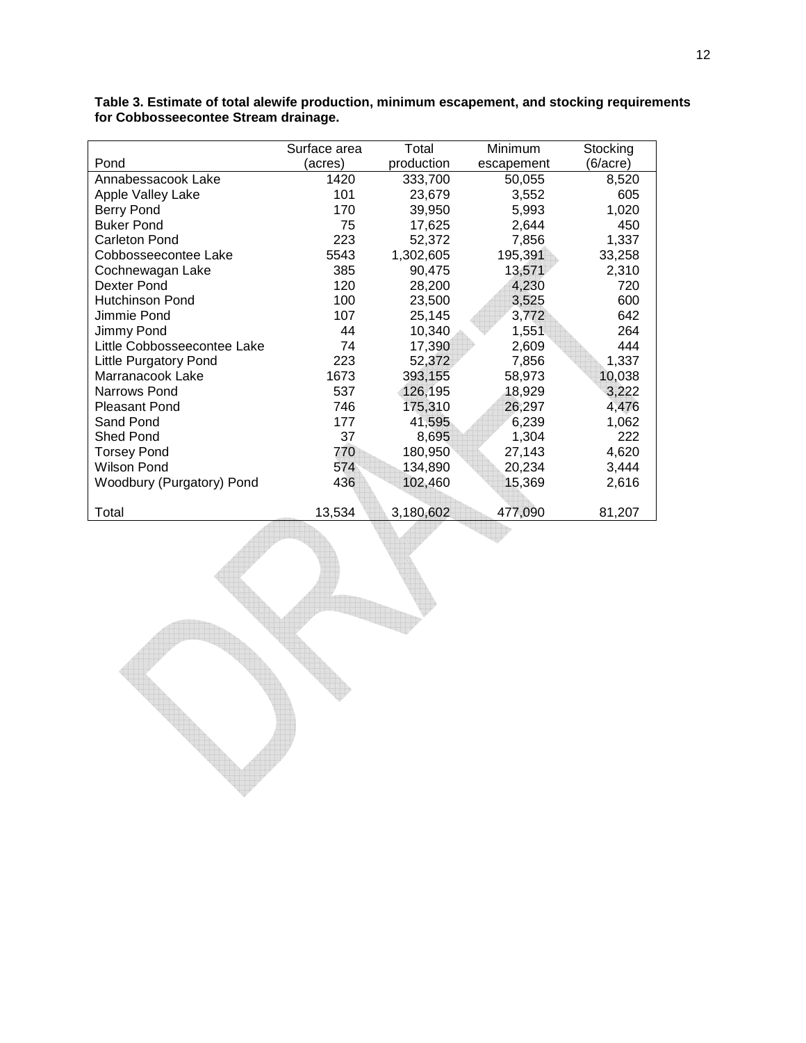**Table 3. Estimate of total alewife production, minimum escapement, and stocking requirements for Cobbosseecontee Stream drainage.**

| Pond | Surface area (acres) | Total production | Minimum escapement | Stocking (6/acre) |
|---|---|---|---|---|
| Annabessacook Lake | 1420 | 333,700 | 50,055 | 8,520 |
| Apple Valley Lake | 101 | 23,679 | 3,552 | 605 |
| Berry Pond | 170 | 39,950 | 5,993 | 1,020 |
| Buker Pond | 75 | 17,625 | 2,644 | 450 |
| Carleton Pond | 223 | 52,372 | 7,856 | 1,337 |
| Cobbosseecontee Lake | 5543 | 1,302,605 | 195,391 | 33,258 |
| Cochnewagan Lake | 385 | 90,475 | 13,571 | 2,310 |
| Dexter Pond | 120 | 28,200 | 4,230 | 720 |
| Hutchinson Pond | 100 | 23,500 | 3,525 | 600 |
| Jimmie Pond | 107 | 25,145 | 3,772 | 642 |
| Jimmy Pond | 44 | 10,340 | 1,551 | 264 |
| Little Cobbosseecontee Lake | 74 | 17,390 | 2,609 | 444 |
| Little Purgatory Pond | 223 | 52,372 | 7,856 | 1,337 |
| Marranacook Lake | 1673 | 393,155 | 58,973 | 10,038 |
| Narrows Pond | 537 | 126,195 | 18,929 | 3,222 |
| Pleasant Pond | 746 | 175,310 | 26,297 | 4,476 |
| Sand Pond | 177 | 41,595 | 6,239 | 1,062 |
| Shed Pond | 37 | 8,695 | 1,304 | 222 |
| Torsey Pond | 770 | 180,950 | 27,143 | 4,620 |
| Wilson Pond | 574 | 134,890 | 20,234 | 3,444 |
| Woodbury (Purgatory) Pond | 436 | 102,460 | 15,369 | 2,616 |
| Total | 13,534 | 3,180,602 | 477,090 | 81,207 |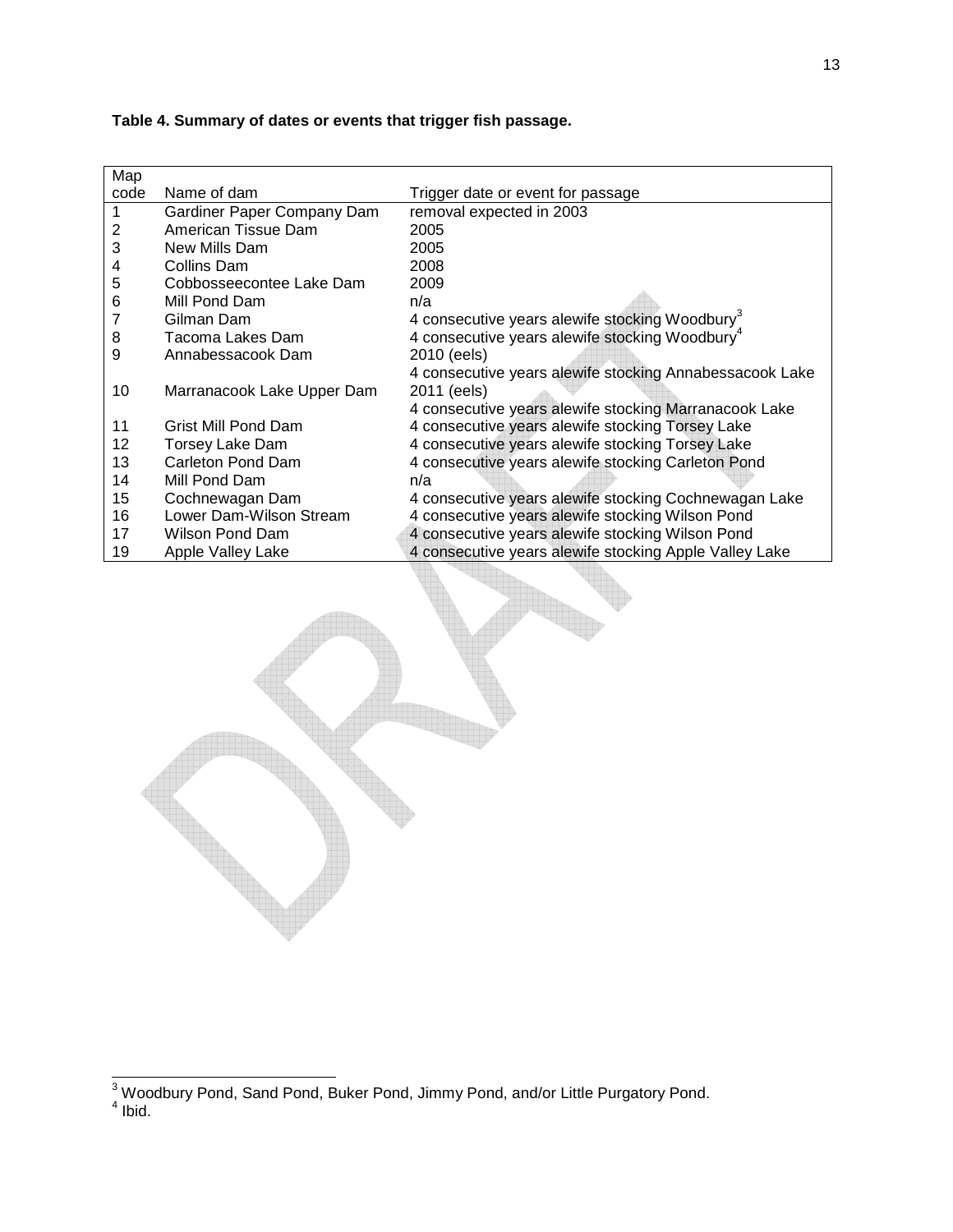**Table 4. Summary of dates or events that trigger fish passage.**

| Map code | Name of dam | Trigger date or event for passage |
|---|---|---|
| 1 | Gardiner Paper Company Dam | removal expected in 2003 |
| 2 | American Tissue Dam | 2005 |
| 3 | New Mills Dam | 2005 |
| 4 | Collins Dam | 2008 |
| 5 | Cobbosseecontee Lake Dam | 2009 |
| 6 | Mill Pond Dam | n/a |
| 7 | Gilman Dam | 4 consecutive years alewife stocking Woodbury[3] |
| 8 | Tacoma Lakes Dam | 4 consecutive years alewife stocking Woodbury[4] |
| 9 | Annabessacook Dam | 2010 (eels) 4 consecutive years alewife stocking Annabessacook Lake |
| 10 | Marranacook Lake Upper Dam | 2011 (eels) 4 consecutive years alewife stocking Marranacook Lake |
| 11 | Grist Mill Pond Dam | 4 consecutive years alewife stocking Torsey Lake |
| 12 | Torsey Lake Dam | 4 consecutive years alewife stocking Torsey Lake |
| 13 | Carleton Pond Dam | 4 consecutive years alewife stocking Carleton Pond |
| 14 | Mill Pond Dam | n/a |
| 15 | Cochnewagan Dam | 4 consecutive years alewife stocking Cochnewagan Lake |
| 16 | Lower Dam-Wilson Stream | 4 consecutive years alewife stocking Wilson Pond |
| 17 | Wilson Pond Dam | 4 consecutive years alewife stocking Wilson Pond |
| 19 | Apple Valley Lake | 4 consecutive years alewife stocking Apple Valley Lake |

[3] Woodbury Pond, Sand Pond, Buker Pond, Jimmy Pond, and/or Little Purgatory Pond.
[4] Ibid.